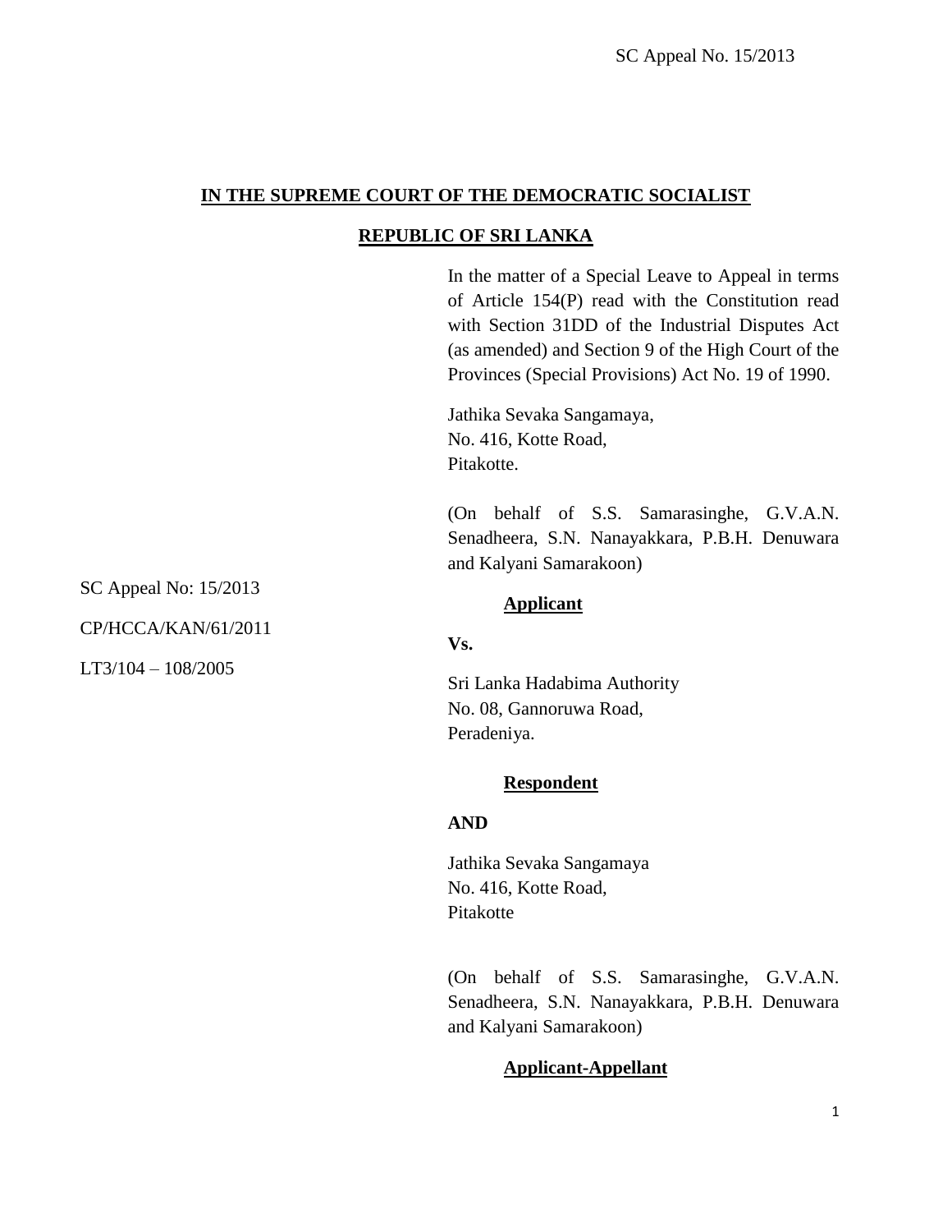**IN THE SUPREME COURT OF THE DEMOCRATIC SOCIALIST**

**REPUBLIC OF SRI LANKA**

In the matter of a Special Leave to Appeal in terms of Article 154(P) read with the Constitution read with Section 31DD of the Industrial Disputes Act (as amended) and Section 9 of the High Court of the Provinces (Special Provisions) Act No. 19 of 1990.

Jathika Sevaka Sangamaya,
No. 416, Kotte Road,
Pitakotte.

(On behalf of S.S. Samarasinghe, G.V.A.N. Senadheera, S.N. Nanayakkara, P.B.H. Denuwara and Kalyani Samarakoon)

SC Appeal No: 15/2013

CP/HCCA/KAN/61/2011

LT3/104 – 108/2005

**Applicant**

**Vs.**

Sri Lanka Hadabima Authority
No. 08, Gannoruwa Road,
Peradeniya.

**Respondent**

**AND**

Jathika Sevaka Sangamaya
No. 416, Kotte Road,
Pitakotte

(On behalf of S.S. Samarasinghe, G.V.A.N. Senadheera, S.N. Nanayakkara, P.B.H. Denuwara and Kalyani Samarakoon)

**Applicant-Appellant**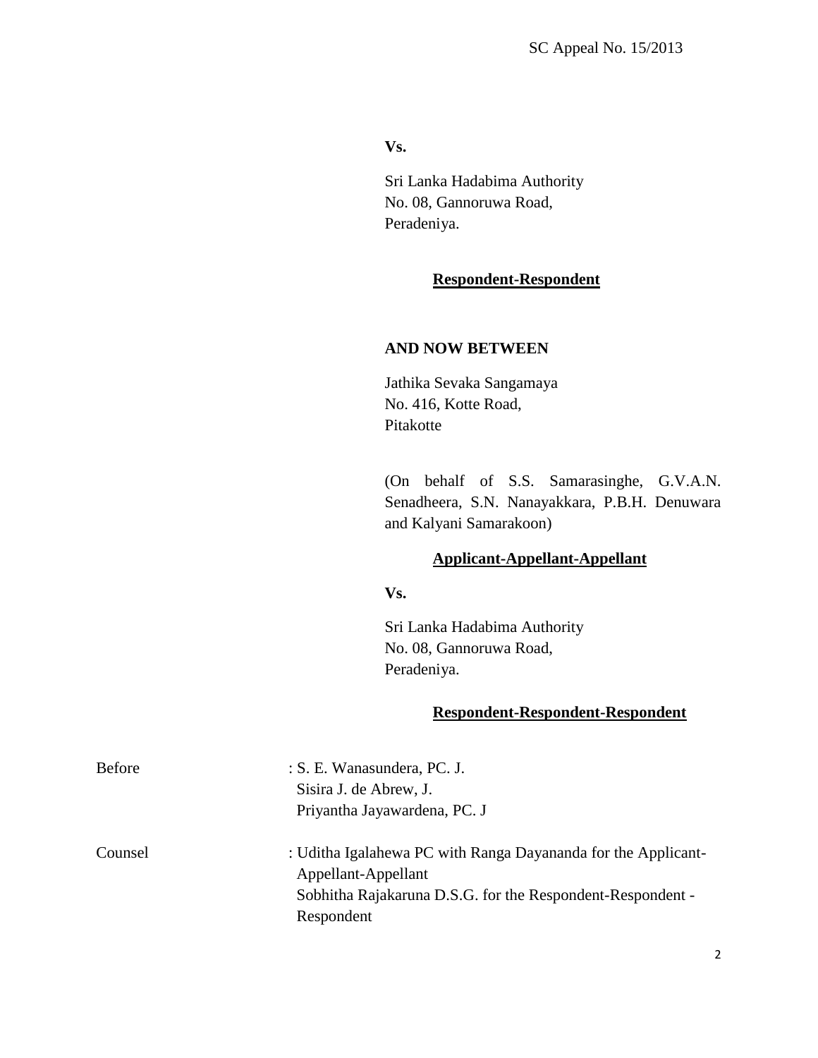**Vs.**

Sri Lanka Hadabima Authority
No. 08, Gannoruwa Road,
Peradeniya.

**Respondent-Respondent**

**AND NOW BETWEEN**

Jathika Sevaka Sangamaya
No. 416, Kotte Road,
Pitakotte

(On behalf of S.S. Samarasinghe, G.V.A.N. Senadheera, S.N. Nanayakkara, P.B.H. Denuwara and Kalyani Samarakoon)

**Applicant-Appellant-Appellant**

**Vs.**

Sri Lanka Hadabima Authority
No. 08, Gannoruwa Road,
Peradeniya.

**Respondent-Respondent-Respondent**

Before : S. E. Wanasundera, PC. J.
Sisira J. de Abrew, J.
Priyantha Jayawardena, PC. J

Counsel : Uditha Igalahewa PC with Ranga Dayananda for the Applicant-Appellant-Appellant
Sobhitha Rajakaruna D.S.G. for the Respondent-Respondent - Respondent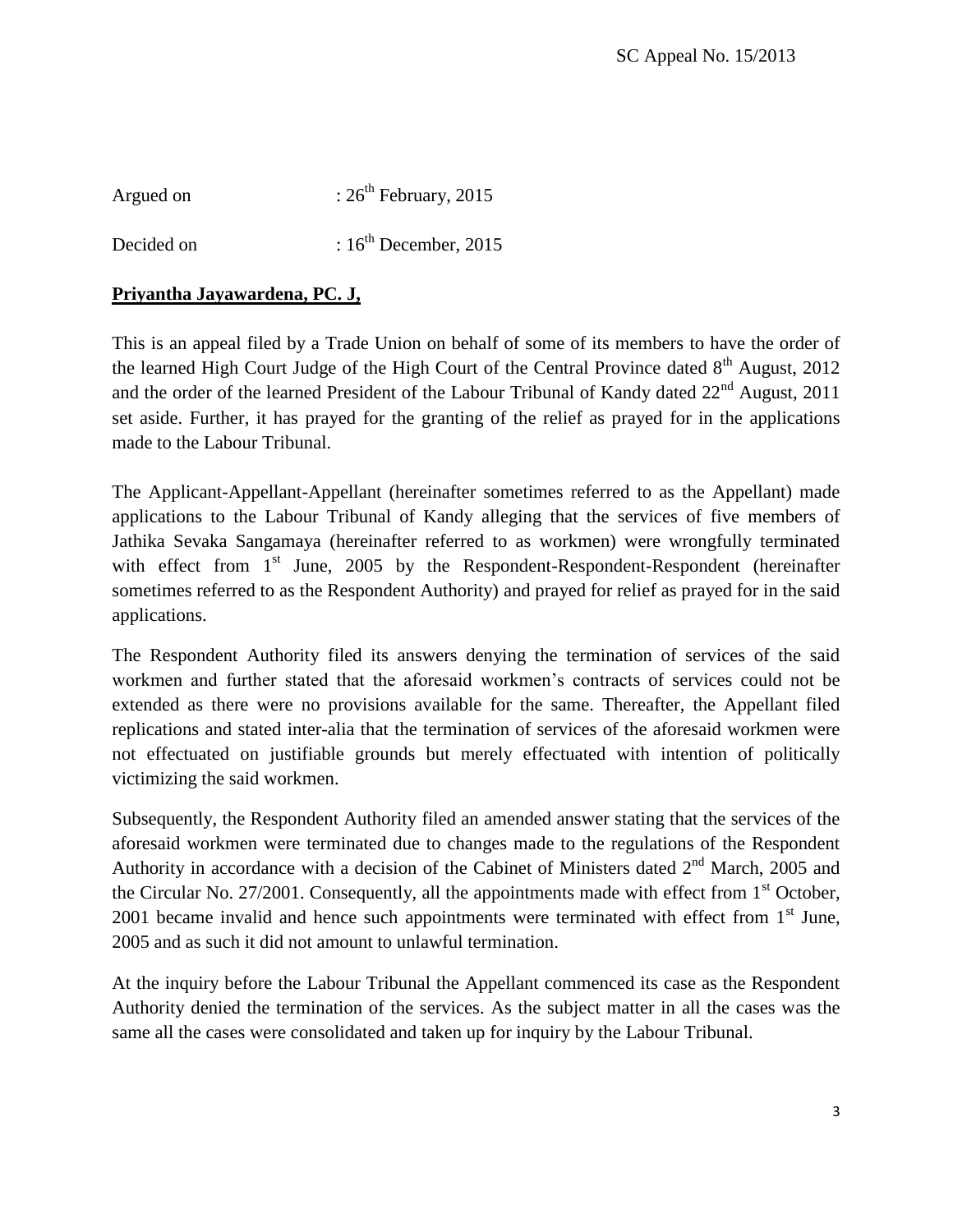Argued on : 26th February, 2015

Decided on : 16th December, 2015

**Priyantha Jayawardena, PC. J,**

This is an appeal filed by a Trade Union on behalf of some of its members to have the order of the learned High Court Judge of the High Court of the Central Province dated 8th August, 2012 and the order of the learned President of the Labour Tribunal of Kandy dated 22nd August, 2011 set aside. Further, it has prayed for the granting of the relief as prayed for in the applications made to the Labour Tribunal.

The Applicant-Appellant-Appellant (hereinafter sometimes referred to as the Appellant) made applications to the Labour Tribunal of Kandy alleging that the services of five members of Jathika Sevaka Sangamaya (hereinafter referred to as workmen) were wrongfully terminated with effect from 1st June, 2005 by the Respondent-Respondent-Respondent (hereinafter sometimes referred to as the Respondent Authority) and prayed for relief as prayed for in the said applications.

The Respondent Authority filed its answers denying the termination of services of the said workmen and further stated that the aforesaid workmen's contracts of services could not be extended as there were no provisions available for the same. Thereafter, the Appellant filed replications and stated inter-alia that the termination of services of the aforesaid workmen were not effectuated on justifiable grounds but merely effectuated with intention of politically victimizing the said workmen.

Subsequently, the Respondent Authority filed an amended answer stating that the services of the aforesaid workmen were terminated due to changes made to the regulations of the Respondent Authority in accordance with a decision of the Cabinet of Ministers dated 2nd March, 2005 and the Circular No. 27/2001. Consequently, all the appointments made with effect from 1st October, 2001 became invalid and hence such appointments were terminated with effect from 1st June, 2005 and as such it did not amount to unlawful termination.

At the inquiry before the Labour Tribunal the Appellant commenced its case as the Respondent Authority denied the termination of the services. As the subject matter in all the cases was the same all the cases were consolidated and taken up for inquiry by the Labour Tribunal.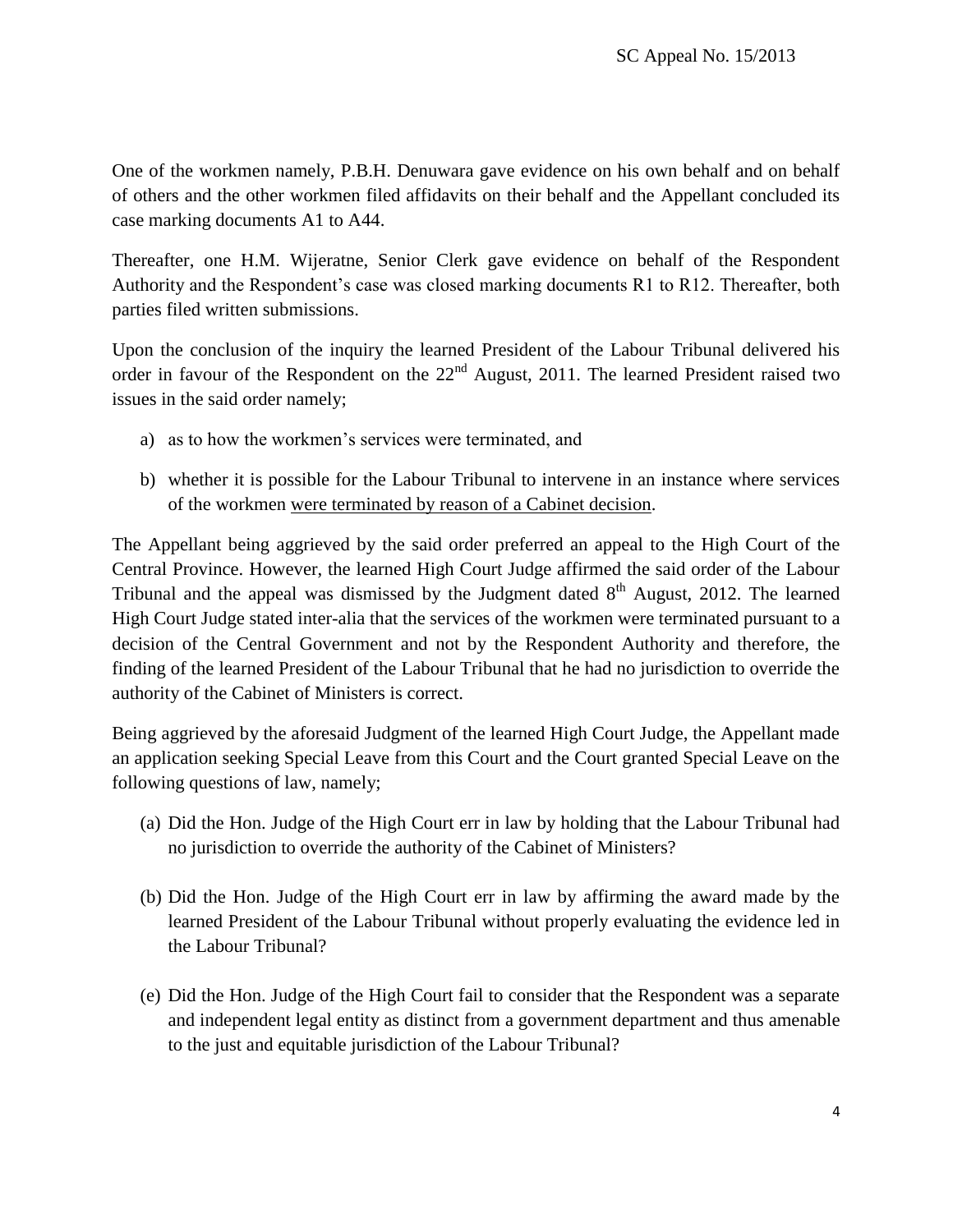One of the workmen namely, P.B.H. Denuwara gave evidence on his own behalf and on behalf of others and the other workmen filed affidavits on their behalf and the Appellant concluded its case marking documents A1 to A44.

Thereafter, one H.M. Wijeratne, Senior Clerk gave evidence on behalf of the Respondent Authority and the Respondent's case was closed marking documents R1 to R12. Thereafter, both parties filed written submissions.

Upon the conclusion of the inquiry the learned President of the Labour Tribunal delivered his order in favour of the Respondent on the 22nd August, 2011. The learned President raised two issues in the said order namely;

a) as to how the workmen's services were terminated, and

b) whether it is possible for the Labour Tribunal to intervene in an instance where services of the workmen were terminated by reason of a Cabinet decision.

The Appellant being aggrieved by the said order preferred an appeal to the High Court of the Central Province. However, the learned High Court Judge affirmed the said order of the Labour Tribunal and the appeal was dismissed by the Judgment dated 8th August, 2012. The learned High Court Judge stated inter-alia that the services of the workmen were terminated pursuant to a decision of the Central Government and not by the Respondent Authority and therefore, the finding of the learned President of the Labour Tribunal that he had no jurisdiction to override the authority of the Cabinet of Ministers is correct.

Being aggrieved by the aforesaid Judgment of the learned High Court Judge, the Appellant made an application seeking Special Leave from this Court and the Court granted Special Leave on the following questions of law, namely;

(a) Did the Hon. Judge of the High Court err in law by holding that the Labour Tribunal had no jurisdiction to override the authority of the Cabinet of Ministers?

(b) Did the Hon. Judge of the High Court err in law by affirming the award made by the learned President of the Labour Tribunal without properly evaluating the evidence led in the Labour Tribunal?

(e) Did the Hon. Judge of the High Court fail to consider that the Respondent was a separate and independent legal entity as distinct from a government department and thus amenable to the just and equitable jurisdiction of the Labour Tribunal?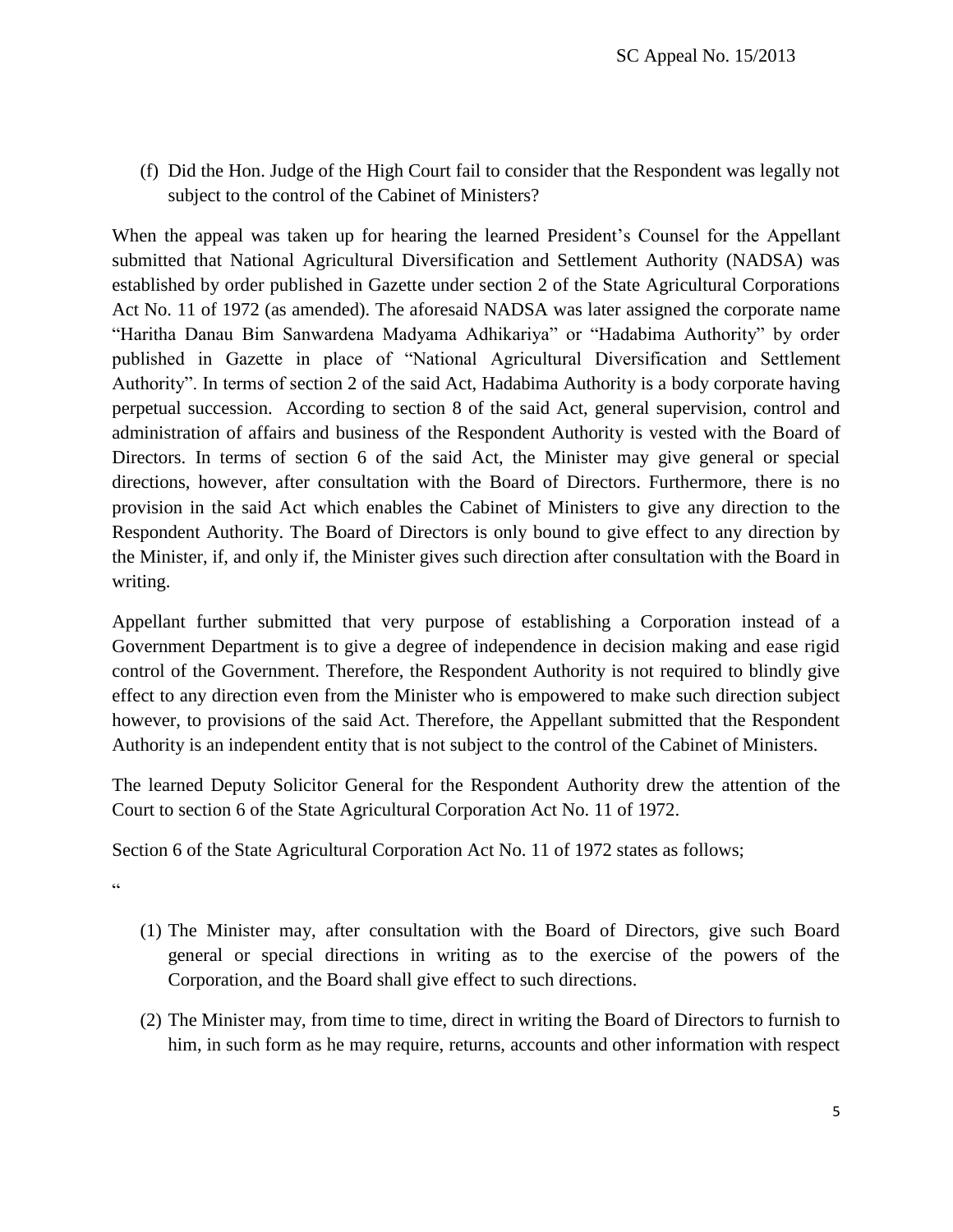(f) Did the Hon. Judge of the High Court fail to consider that the Respondent was legally not subject to the control of the Cabinet of Ministers?

When the appeal was taken up for hearing the learned President's Counsel for the Appellant submitted that National Agricultural Diversification and Settlement Authority (NADSA) was established by order published in Gazette under section 2 of the State Agricultural Corporations Act No. 11 of 1972 (as amended). The aforesaid NADSA was later assigned the corporate name "Haritha Danau Bim Sanwardena Madyama Adhikariya" or "Hadabima Authority" by order published in Gazette in place of "National Agricultural Diversification and Settlement Authority". In terms of section 2 of the said Act, Hadabima Authority is a body corporate having perpetual succession. According to section 8 of the said Act, general supervision, control and administration of affairs and business of the Respondent Authority is vested with the Board of Directors. In terms of section 6 of the said Act, the Minister may give general or special directions, however, after consultation with the Board of Directors. Furthermore, there is no provision in the said Act which enables the Cabinet of Ministers to give any direction to the Respondent Authority. The Board of Directors is only bound to give effect to any direction by the Minister, if, and only if, the Minister gives such direction after consultation with the Board in writing.

Appellant further submitted that very purpose of establishing a Corporation instead of a Government Department is to give a degree of independence in decision making and ease rigid control of the Government. Therefore, the Respondent Authority is not required to blindly give effect to any direction even from the Minister who is empowered to make such direction subject however, to provisions of the said Act. Therefore, the Appellant submitted that the Respondent Authority is an independent entity that is not subject to the control of the Cabinet of Ministers.

The learned Deputy Solicitor General for the Respondent Authority drew the attention of the Court to section 6 of the State Agricultural Corporation Act No. 11 of 1972.

Section 6 of the State Agricultural Corporation Act No. 11 of 1972 states as follows;

"

(1) The Minister may, after consultation with the Board of Directors, give such Board general or special directions in writing as to the exercise of the powers of the Corporation, and the Board shall give effect to such directions.

(2) The Minister may, from time to time, direct in writing the Board of Directors to furnish to him, in such form as he may require, returns, accounts and other information with respect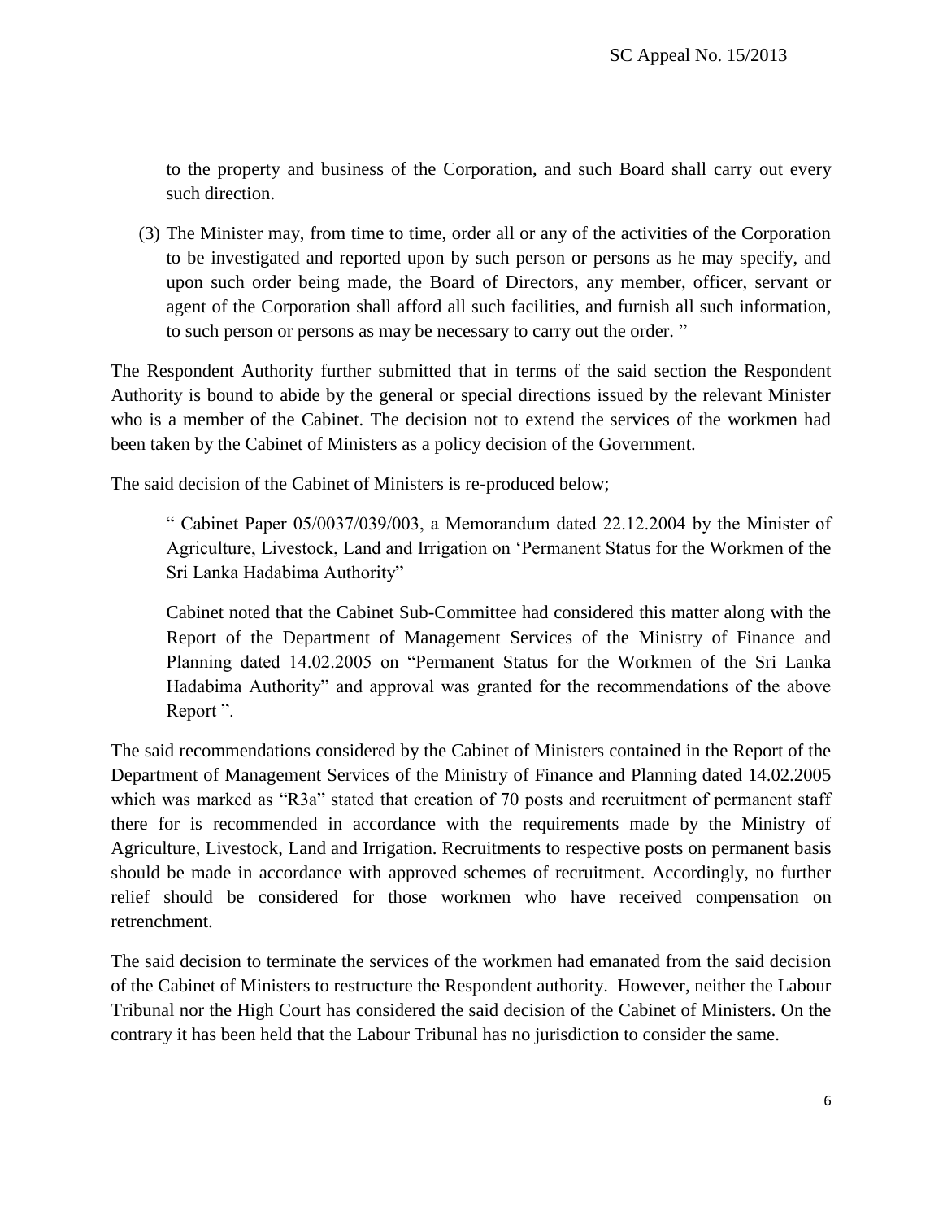to the property and business of the Corporation, and such Board shall carry out every such direction.

(3) The Minister may, from time to time, order all or any of the activities of the Corporation to be investigated and reported upon by such person or persons as he may specify, and upon such order being made, the Board of Directors, any member, officer, servant or agent of the Corporation shall afford all such facilities, and furnish all such information, to such person or persons as may be necessary to carry out the order. "

The Respondent Authority further submitted that in terms of the said section the Respondent Authority is bound to abide by the general or special directions issued by the relevant Minister who is a member of the Cabinet. The decision not to extend the services of the workmen had been taken by the Cabinet of Ministers as a policy decision of the Government.

The said decision of the Cabinet of Ministers is re-produced below;

> " Cabinet Paper 05/0037/039/003, a Memorandum dated 22.12.2004 by the Minister of Agriculture, Livestock, Land and Irrigation on 'Permanent Status for the Workmen of the Sri Lanka Hadabima Authority"
>
> Cabinet noted that the Cabinet Sub-Committee had considered this matter along with the Report of the Department of Management Services of the Ministry of Finance and Planning dated 14.02.2005 on "Permanent Status for the Workmen of the Sri Lanka Hadabima Authority" and approval was granted for the recommendations of the above Report ".

The said recommendations considered by the Cabinet of Ministers contained in the Report of the Department of Management Services of the Ministry of Finance and Planning dated 14.02.2005 which was marked as "R3a" stated that creation of 70 posts and recruitment of permanent staff there for is recommended in accordance with the requirements made by the Ministry of Agriculture, Livestock, Land and Irrigation. Recruitments to respective posts on permanent basis should be made in accordance with approved schemes of recruitment. Accordingly, no further relief should be considered for those workmen who have received compensation on retrenchment.

The said decision to terminate the services of the workmen had emanated from the said decision of the Cabinet of Ministers to restructure the Respondent authority. However, neither the Labour Tribunal nor the High Court has considered the said decision of the Cabinet of Ministers. On the contrary it has been held that the Labour Tribunal has no jurisdiction to consider the same.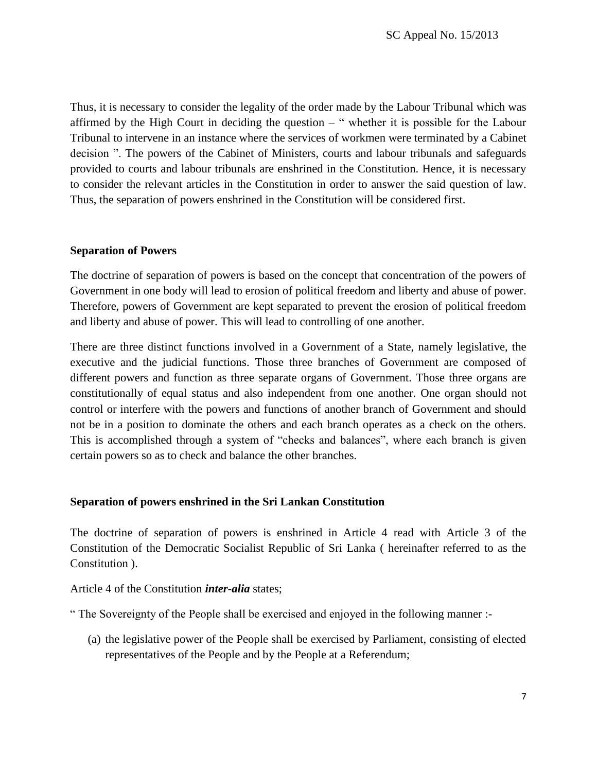Thus, it is necessary to consider the legality of the order made by the Labour Tribunal which was affirmed by the High Court in deciding the question – " whether it is possible for the Labour Tribunal to intervene in an instance where the services of workmen were terminated by a Cabinet decision ". The powers of the Cabinet of Ministers, courts and labour tribunals and safeguards provided to courts and labour tribunals are enshrined in the Constitution. Hence, it is necessary to consider the relevant articles in the Constitution in order to answer the said question of law. Thus, the separation of powers enshrined in the Constitution will be considered first.

**Separation of Powers**

The doctrine of separation of powers is based on the concept that concentration of the powers of Government in one body will lead to erosion of political freedom and liberty and abuse of power. Therefore, powers of Government are kept separated to prevent the erosion of political freedom and liberty and abuse of power. This will lead to controlling of one another.

There are three distinct functions involved in a Government of a State, namely legislative, the executive and the judicial functions. Those three branches of Government are composed of different powers and function as three separate organs of Government. Those three organs are constitutionally of equal status and also independent from one another. One organ should not control or interfere with the powers and functions of another branch of Government and should not be in a position to dominate the others and each branch operates as a check on the others. This is accomplished through a system of "checks and balances", where each branch is given certain powers so as to check and balance the other branches.

**Separation of powers enshrined in the Sri Lankan Constitution**

The doctrine of separation of powers is enshrined in Article 4 read with Article 3 of the Constitution of the Democratic Socialist Republic of Sri Lanka ( hereinafter referred to as the Constitution ).

Article 4 of the Constitution ***inter-alia*** states;

" The Sovereignty of the People shall be exercised and enjoyed in the following manner :-

(a) the legislative power of the People shall be exercised by Parliament, consisting of elected representatives of the People and by the People at a Referendum;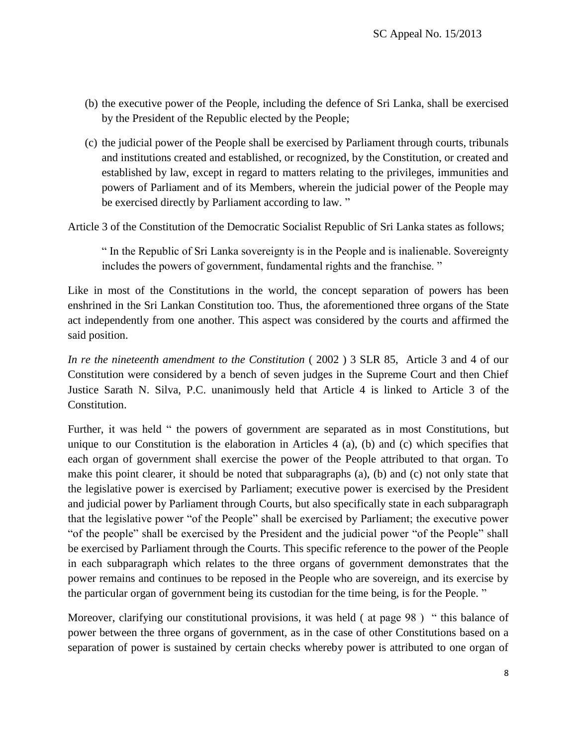(b) the executive power of the People, including the defence of Sri Lanka, shall be exercised by the President of the Republic elected by the People;

(c) the judicial power of the People shall be exercised by Parliament through courts, tribunals and institutions created and established, or recognized, by the Constitution, or created and established by law, except in regard to matters relating to the privileges, immunities and powers of Parliament and of its Members, wherein the judicial power of the People may be exercised directly by Parliament according to law. "

Article 3 of the Constitution of the Democratic Socialist Republic of Sri Lanka states as follows;

> " In the Republic of Sri Lanka sovereignty is in the People and is inalienable. Sovereignty includes the powers of government, fundamental rights and the franchise. "

Like in most of the Constitutions in the world, the concept separation of powers has been enshrined in the Sri Lankan Constitution too. Thus, the aforementioned three organs of the State act independently from one another. This aspect was considered by the courts and affirmed the said position.

*In re the nineteenth amendment to the Constitution* ( 2002 ) 3 SLR 85, Article 3 and 4 of our Constitution were considered by a bench of seven judges in the Supreme Court and then Chief Justice Sarath N. Silva, P.C. unanimously held that Article 4 is linked to Article 3 of the Constitution.

Further, it was held " the powers of government are separated as in most Constitutions, but unique to our Constitution is the elaboration in Articles 4 (a), (b) and (c) which specifies that each organ of government shall exercise the power of the People attributed to that organ. To make this point clearer, it should be noted that subparagraphs (a), (b) and (c) not only state that the legislative power is exercised by Parliament; executive power is exercised by the President and judicial power by Parliament through Courts, but also specifically state in each subparagraph that the legislative power "of the People" shall be exercised by Parliament; the executive power "of the people" shall be exercised by the President and the judicial power "of the People" shall be exercised by Parliament through the Courts. This specific reference to the power of the People in each subparagraph which relates to the three organs of government demonstrates that the power remains and continues to be reposed in the People who are sovereign, and its exercise by the particular organ of government being its custodian for the time being, is for the People. "

Moreover, clarifying our constitutional provisions, it was held ( at page 98 ) " this balance of power between the three organs of government, as in the case of other Constitutions based on a separation of power is sustained by certain checks whereby power is attributed to one organ of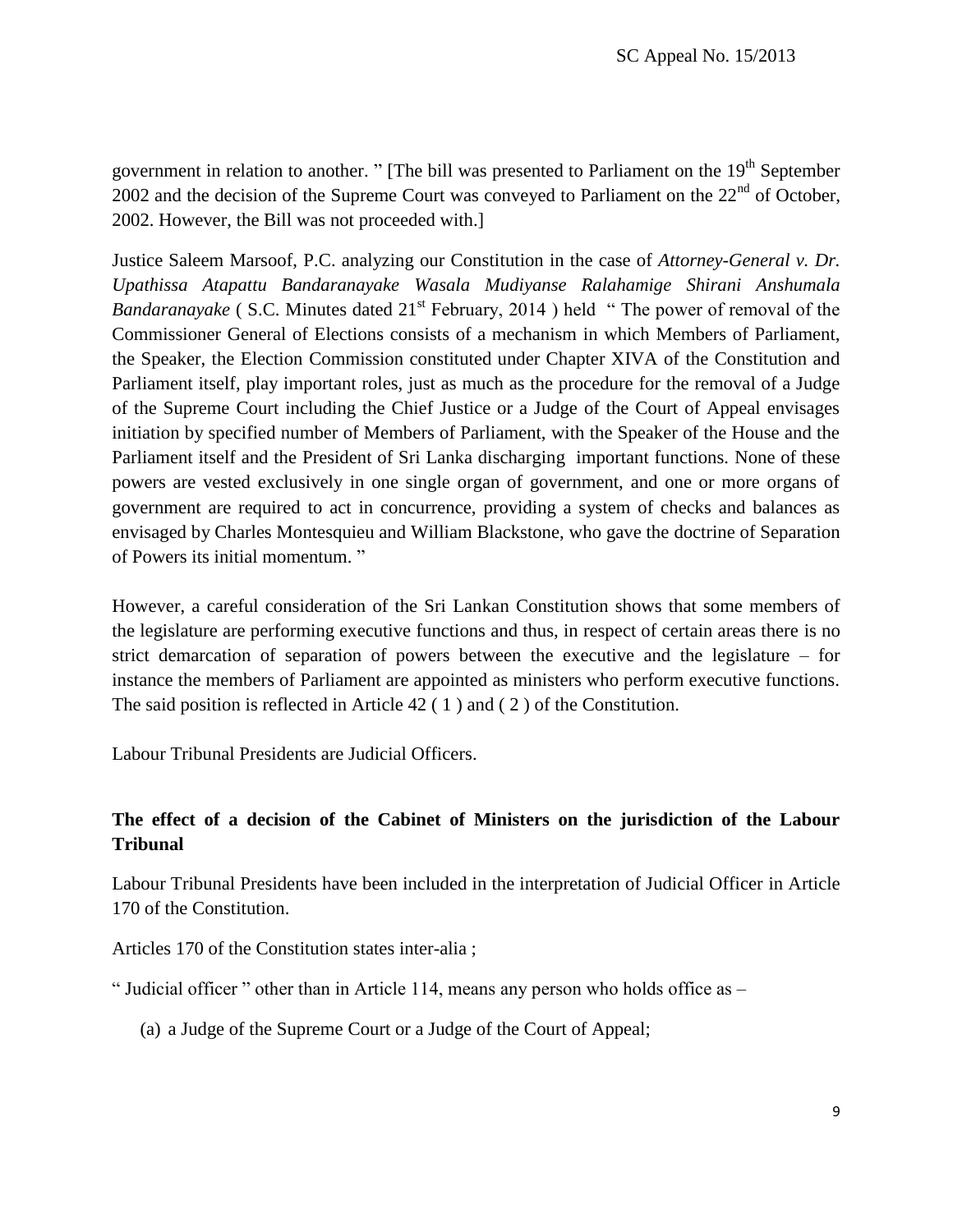government in relation to another. " [The bill was presented to Parliament on the 19th September 2002 and the decision of the Supreme Court was conveyed to Parliament on the 22nd of October, 2002. However, the Bill was not proceeded with.]

Justice Saleem Marsoof, P.C. analyzing our Constitution in the case of *Attorney-General v. Dr. Upathissa Atapattu Bandaranayake Wasala Mudiyanse Ralahamige Shirani Anshumala Bandaranayake* ( S.C. Minutes dated 21st February, 2014 ) held " The power of removal of the Commissioner General of Elections consists of a mechanism in which Members of Parliament, the Speaker, the Election Commission constituted under Chapter XIVA of the Constitution and Parliament itself, play important roles, just as much as the procedure for the removal of a Judge of the Supreme Court including the Chief Justice or a Judge of the Court of Appeal envisages initiation by specified number of Members of Parliament, with the Speaker of the House and the Parliament itself and the President of Sri Lanka discharging important functions. None of these powers are vested exclusively in one single organ of government, and one or more organs of government are required to act in concurrence, providing a system of checks and balances as envisaged by Charles Montesquieu and William Blackstone, who gave the doctrine of Separation of Powers its initial momentum. "

However, a careful consideration of the Sri Lankan Constitution shows that some members of the legislature are performing executive functions and thus, in respect of certain areas there is no strict demarcation of separation of powers between the executive and the legislature – for instance the members of Parliament are appointed as ministers who perform executive functions. The said position is reflected in Article 42 ( 1 ) and ( 2 ) of the Constitution.

Labour Tribunal Presidents are Judicial Officers.

**The effect of a decision of the Cabinet of Ministers on the jurisdiction of the Labour Tribunal**

Labour Tribunal Presidents have been included in the interpretation of Judicial Officer in Article 170 of the Constitution.

Articles 170 of the Constitution states inter-alia ;

" Judicial officer " other than in Article 114, means any person who holds office as –

(a) a Judge of the Supreme Court or a Judge of the Court of Appeal;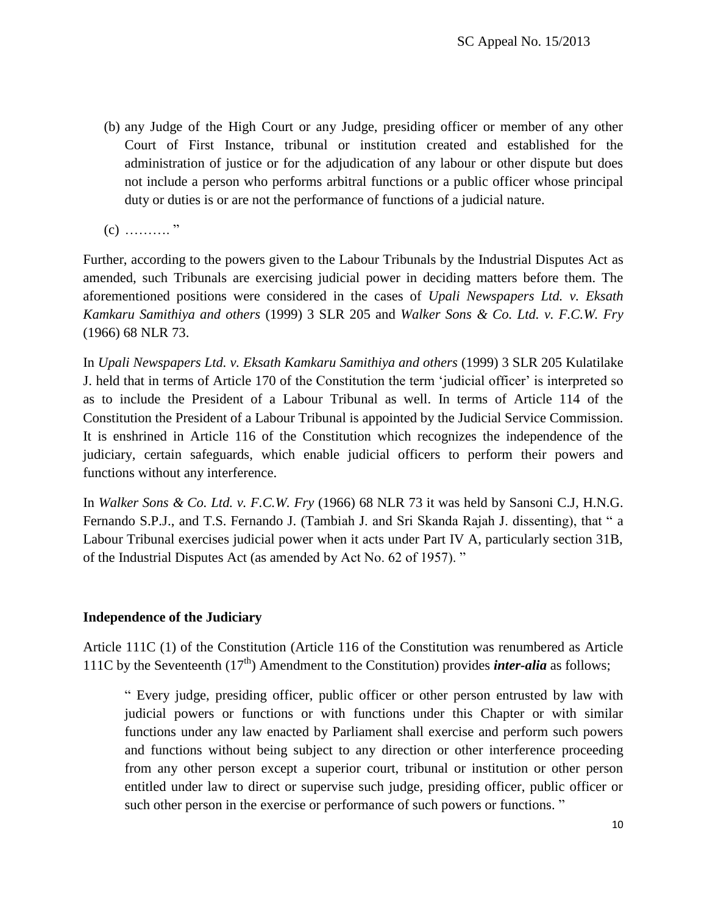(b) any Judge of the High Court or any Judge, presiding officer or member of any other Court of First Instance, tribunal or institution created and established for the administration of justice or for the adjudication of any labour or other dispute but does not include a person who performs arbitral functions or a public officer whose principal duty or duties is or are not the performance of functions of a judicial nature.

(c) ………. "

Further, according to the powers given to the Labour Tribunals by the Industrial Disputes Act as amended, such Tribunals are exercising judicial power in deciding matters before them. The aforementioned positions were considered in the cases of *Upali Newspapers Ltd. v. Eksath Kamkaru Samithiya and others* (1999) 3 SLR 205 and *Walker Sons & Co. Ltd. v. F.C.W. Fry* (1966) 68 NLR 73.

In *Upali Newspapers Ltd. v. Eksath Kamkaru Samithiya and others* (1999) 3 SLR 205 Kulatilake J. held that in terms of Article 170 of the Constitution the term 'judicial officer' is interpreted so as to include the President of a Labour Tribunal as well. In terms of Article 114 of the Constitution the President of a Labour Tribunal is appointed by the Judicial Service Commission. It is enshrined in Article 116 of the Constitution which recognizes the independence of the judiciary, certain safeguards, which enable judicial officers to perform their powers and functions without any interference.

In *Walker Sons & Co. Ltd. v. F.C.W. Fry* (1966) 68 NLR 73 it was held by Sansoni C.J, H.N.G. Fernando S.P.J., and T.S. Fernando J. (Tambiah J. and Sri Skanda Rajah J. dissenting), that " a Labour Tribunal exercises judicial power when it acts under Part IV A, particularly section 31B, of the Industrial Disputes Act (as amended by Act No. 62 of 1957). "

**Independence of the Judiciary**

Article 111C (1) of the Constitution (Article 116 of the Constitution was renumbered as Article 111C by the Seventeenth (17th) Amendment to the Constitution) provides ***inter-alia*** as follows;

> " Every judge, presiding officer, public officer or other person entrusted by law with judicial powers or functions or with functions under this Chapter or with similar functions under any law enacted by Parliament shall exercise and perform such powers and functions without being subject to any direction or other interference proceeding from any other person except a superior court, tribunal or institution or other person entitled under law to direct or supervise such judge, presiding officer, public officer or such other person in the exercise or performance of such powers or functions. "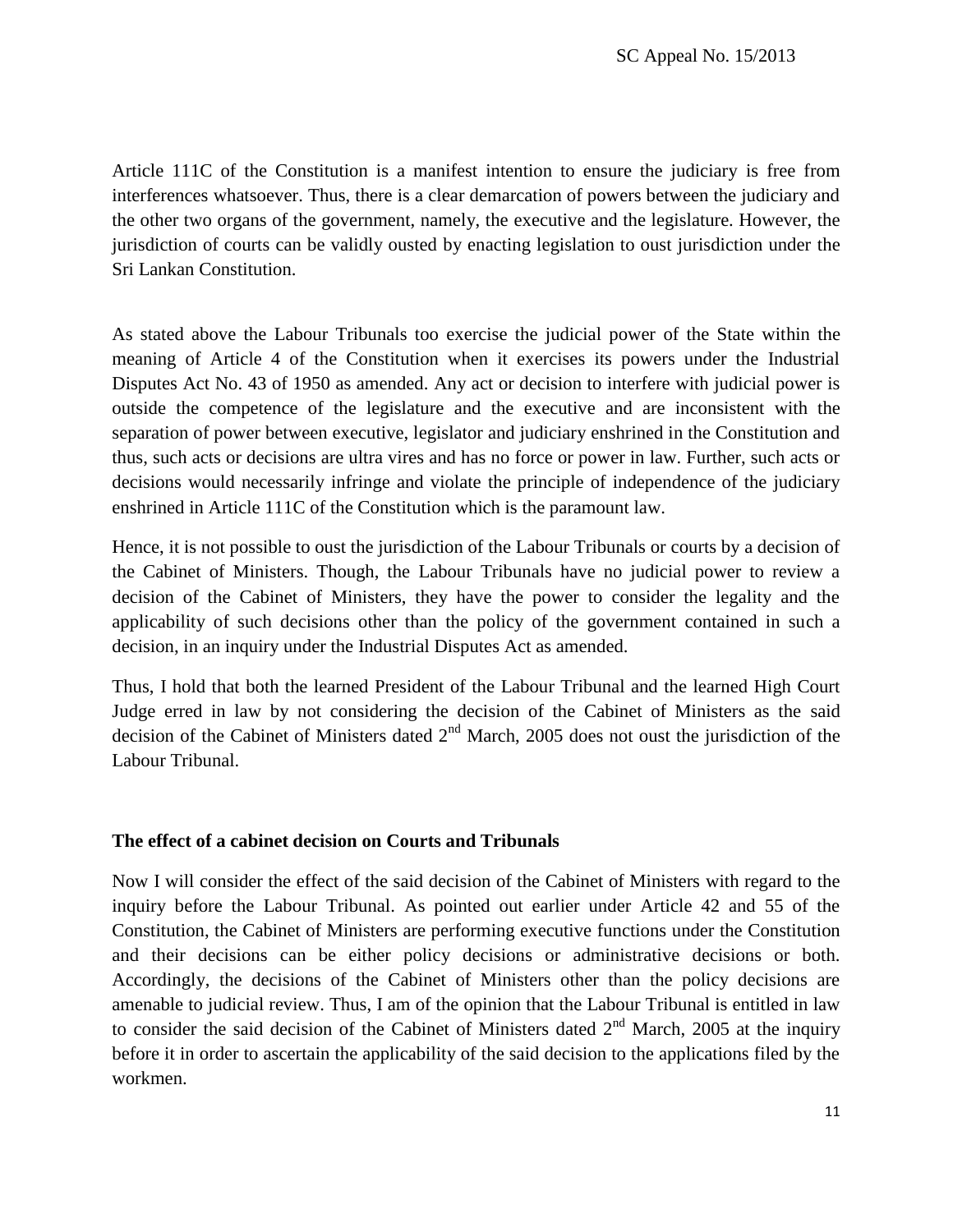Article 111C of the Constitution is a manifest intention to ensure the judiciary is free from interferences whatsoever. Thus, there is a clear demarcation of powers between the judiciary and the other two organs of the government, namely, the executive and the legislature. However, the jurisdiction of courts can be validly ousted by enacting legislation to oust jurisdiction under the Sri Lankan Constitution.

As stated above the Labour Tribunals too exercise the judicial power of the State within the meaning of Article 4 of the Constitution when it exercises its powers under the Industrial Disputes Act No. 43 of 1950 as amended. Any act or decision to interfere with judicial power is outside the competence of the legislature and the executive and are inconsistent with the separation of power between executive, legislator and judiciary enshrined in the Constitution and thus, such acts or decisions are ultra vires and has no force or power in law. Further, such acts or decisions would necessarily infringe and violate the principle of independence of the judiciary enshrined in Article 111C of the Constitution which is the paramount law.

Hence, it is not possible to oust the jurisdiction of the Labour Tribunals or courts by a decision of the Cabinet of Ministers. Though, the Labour Tribunals have no judicial power to review a decision of the Cabinet of Ministers, they have the power to consider the legality and the applicability of such decisions other than the policy of the government contained in such a decision, in an inquiry under the Industrial Disputes Act as amended.

Thus, I hold that both the learned President of the Labour Tribunal and the learned High Court Judge erred in law by not considering the decision of the Cabinet of Ministers as the said decision of the Cabinet of Ministers dated 2nd March, 2005 does not oust the jurisdiction of the Labour Tribunal.

**The effect of a cabinet decision on Courts and Tribunals**

Now I will consider the effect of the said decision of the Cabinet of Ministers with regard to the inquiry before the Labour Tribunal. As pointed out earlier under Article 42 and 55 of the Constitution, the Cabinet of Ministers are performing executive functions under the Constitution and their decisions can be either policy decisions or administrative decisions or both. Accordingly, the decisions of the Cabinet of Ministers other than the policy decisions are amenable to judicial review. Thus, I am of the opinion that the Labour Tribunal is entitled in law to consider the said decision of the Cabinet of Ministers dated 2nd March, 2005 at the inquiry before it in order to ascertain the applicability of the said decision to the applications filed by the workmen.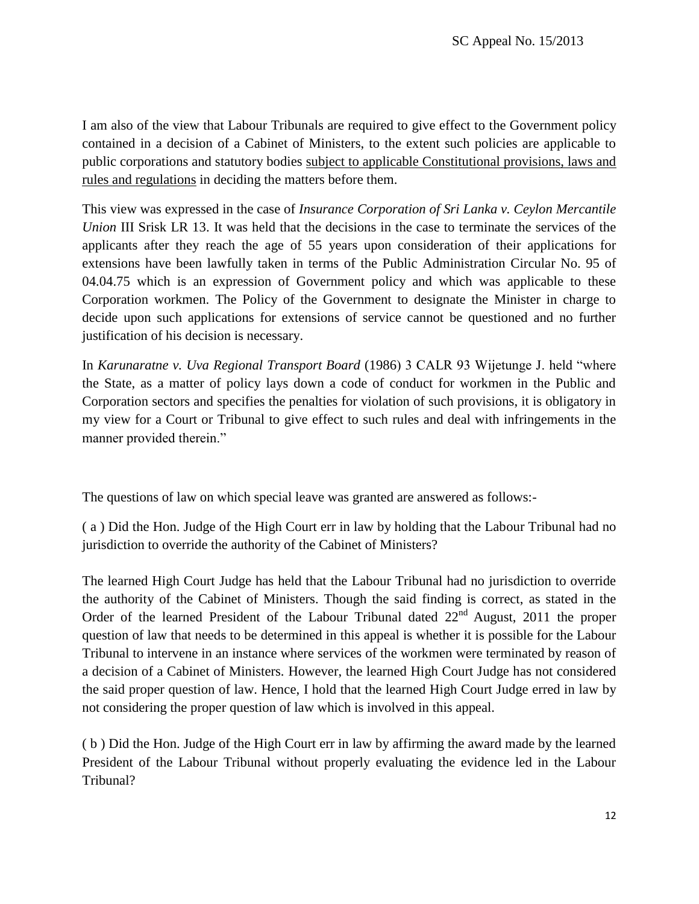I am also of the view that Labour Tribunals are required to give effect to the Government policy contained in a decision of a Cabinet of Ministers, to the extent such policies are applicable to public corporations and statutory bodies <u>subject to applicable Constitutional provisions, laws and rules and regulations</u> in deciding the matters before them.

This view was expressed in the case of *Insurance Corporation of Sri Lanka v. Ceylon Mercantile Union* III Srisk LR 13. It was held that the decisions in the case to terminate the services of the applicants after they reach the age of 55 years upon consideration of their applications for extensions have been lawfully taken in terms of the Public Administration Circular No. 95 of 04.04.75 which is an expression of Government policy and which was applicable to these Corporation workmen. The Policy of the Government to designate the Minister in charge to decide upon such applications for extensions of service cannot be questioned and no further justification of his decision is necessary.

In *Karunaratne v. Uva Regional Transport Board* (1986) 3 CALR 93 Wijetunge J. held "where the State, as a matter of policy lays down a code of conduct for workmen in the Public and Corporation sectors and specifies the penalties for violation of such provisions, it is obligatory in my view for a Court or Tribunal to give effect to such rules and deal with infringements in the manner provided therein."

The questions of law on which special leave was granted are answered as follows:-

( a ) Did the Hon. Judge of the High Court err in law by holding that the Labour Tribunal had no jurisdiction to override the authority of the Cabinet of Ministers?

The learned High Court Judge has held that the Labour Tribunal had no jurisdiction to override the authority of the Cabinet of Ministers. Though the said finding is correct, as stated in the Order of the learned President of the Labour Tribunal dated 22nd August, 2011 the proper question of law that needs to be determined in this appeal is whether it is possible for the Labour Tribunal to intervene in an instance where services of the workmen were terminated by reason of a decision of a Cabinet of Ministers. However, the learned High Court Judge has not considered the said proper question of law. Hence, I hold that the learned High Court Judge erred in law by not considering the proper question of law which is involved in this appeal.

( b ) Did the Hon. Judge of the High Court err in law by affirming the award made by the learned President of the Labour Tribunal without properly evaluating the evidence led in the Labour Tribunal?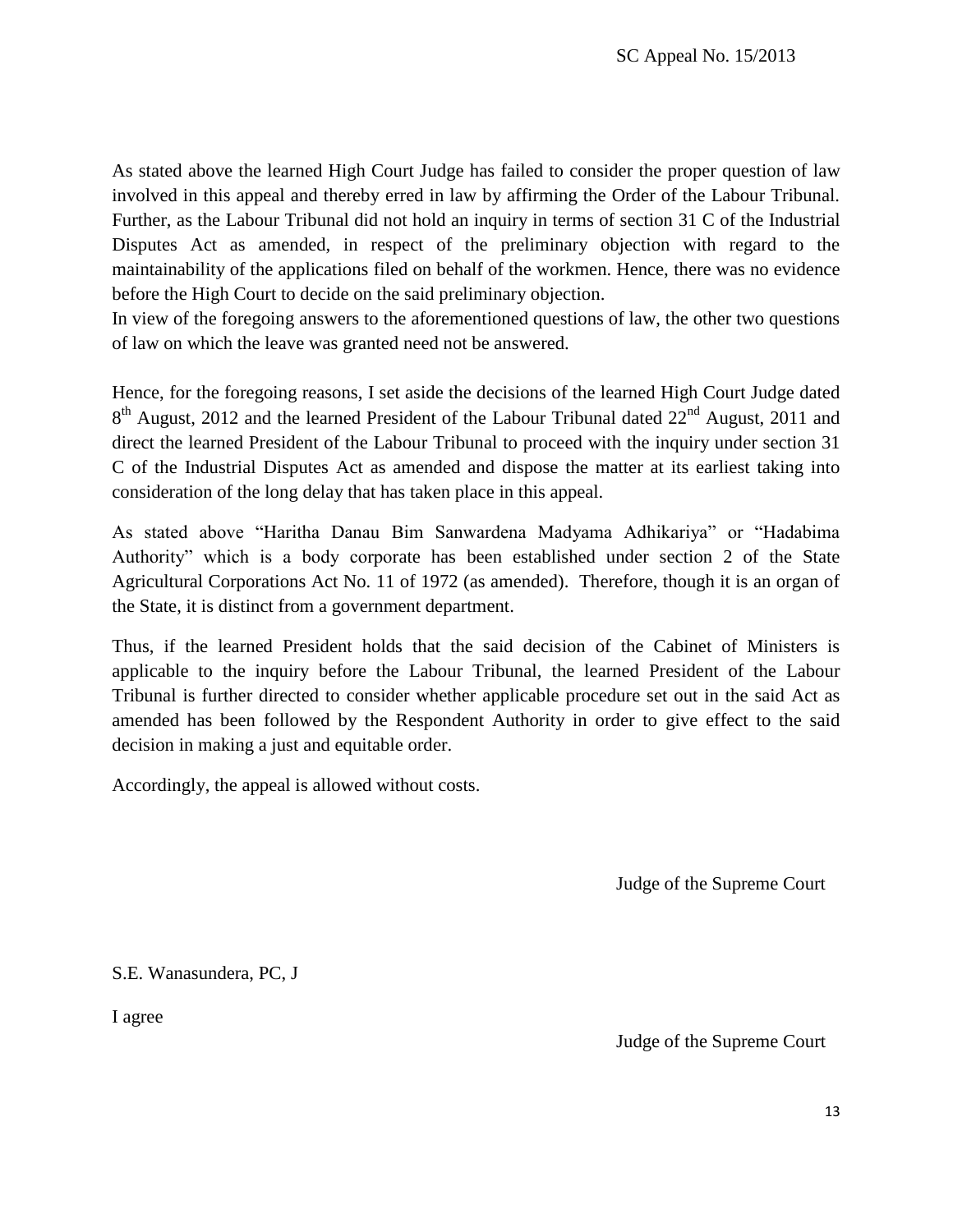As stated above the learned High Court Judge has failed to consider the proper question of law involved in this appeal and thereby erred in law by affirming the Order of the Labour Tribunal. Further, as the Labour Tribunal did not hold an inquiry in terms of section 31 C of the Industrial Disputes Act as amended, in respect of the preliminary objection with regard to the maintainability of the applications filed on behalf of the workmen. Hence, there was no evidence before the High Court to decide on the said preliminary objection.
In view of the foregoing answers to the aforementioned questions of law, the other two questions of law on which the leave was granted need not be answered.

Hence, for the foregoing reasons, I set aside the decisions of the learned High Court Judge dated 8th August, 2012 and the learned President of the Labour Tribunal dated 22nd August, 2011 and direct the learned President of the Labour Tribunal to proceed with the inquiry under section 31 C of the Industrial Disputes Act as amended and dispose the matter at its earliest taking into consideration of the long delay that has taken place in this appeal.

As stated above "Haritha Danau Bim Sanwardena Madyama Adhikariya" or "Hadabima Authority" which is a body corporate has been established under section 2 of the State Agricultural Corporations Act No. 11 of 1972 (as amended). Therefore, though it is an organ of the State, it is distinct from a government department.

Thus, if the learned President holds that the said decision of the Cabinet of Ministers is applicable to the inquiry before the Labour Tribunal, the learned President of the Labour Tribunal is further directed to consider whether applicable procedure set out in the said Act as amended has been followed by the Respondent Authority in order to give effect to the said decision in making a just and equitable order.

Accordingly, the appeal is allowed without costs.

Judge of the Supreme Court

S.E. Wanasundera, PC, J

I agree

Judge of the Supreme Court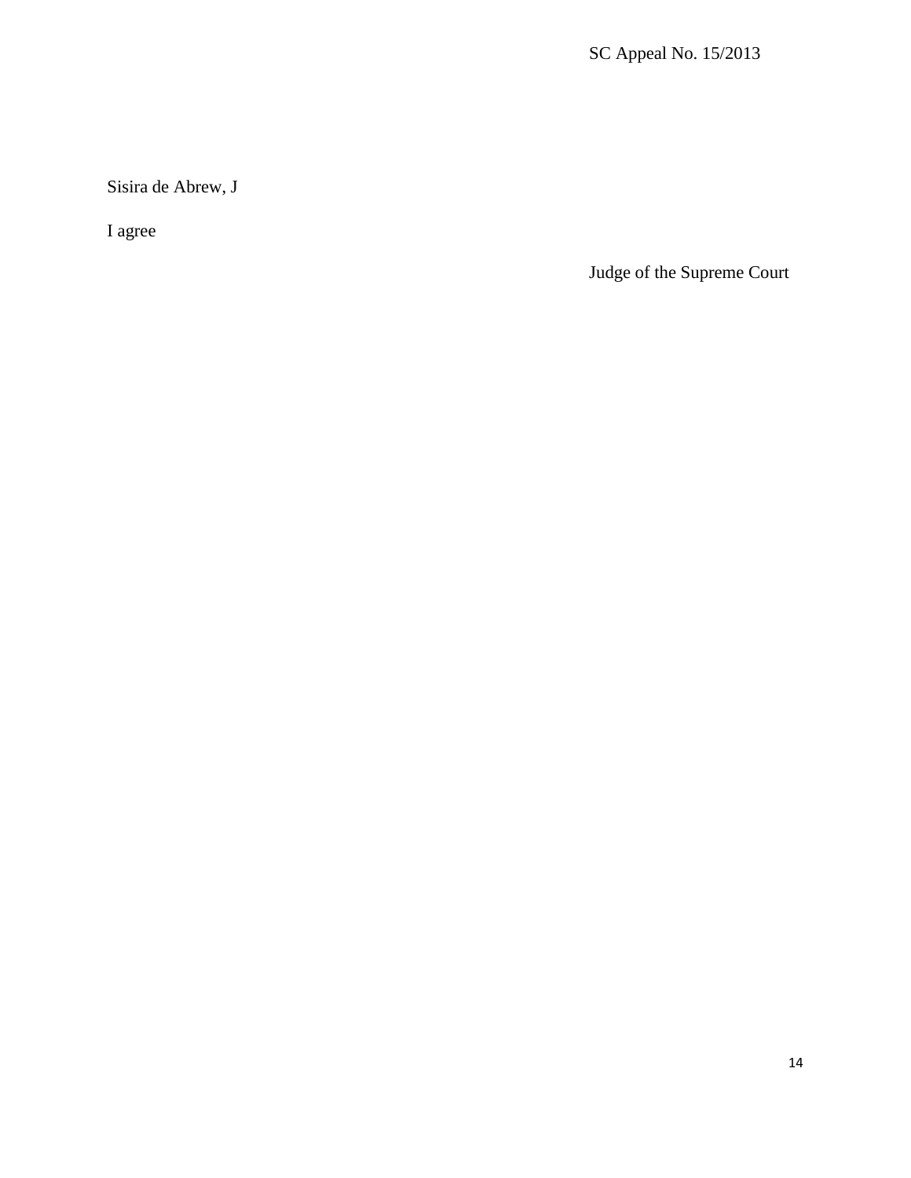Sisira de Abrew, J

I agree

Judge of the Supreme Court